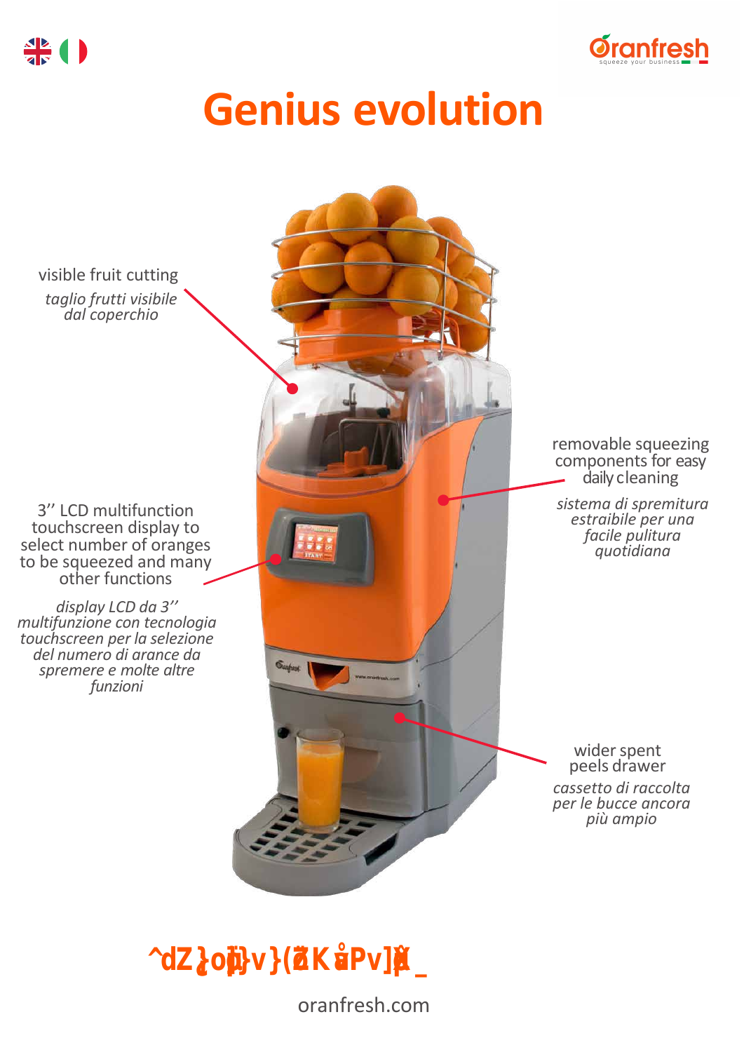# Genius evolution

visible fruit cutting

*taglio frutti visibile dal coperchio*

3'' LCD multifunction touchscreen display to select number of oranges to be squeezed and many other functions

*display LCD da 3'' multifunzione con tecnologia touchscreen per la selezione del numero di arance da spremere e molte altre funzioni*

removable squeezing components for easy daily cleaning

*sistema di spremitura estraibile per una facile pulitura quotidiana*

wider spent peels drawer

*cassetto di raccolta per le bucce ancora più ampio*

^dZ}o}v}(ZKåPv]Z_

oranfresh.com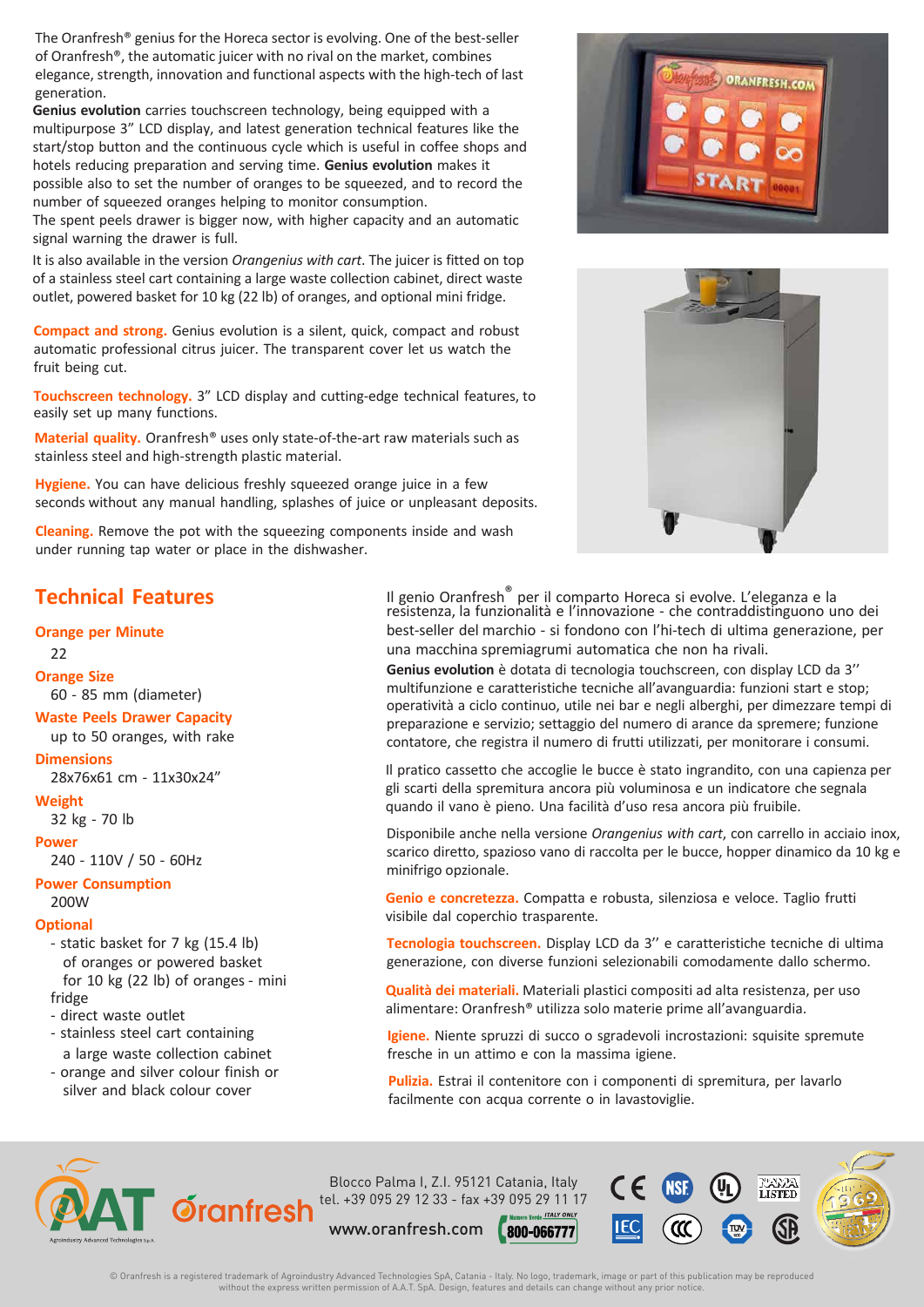The Oranfresh® genius for the Horeca sector is evolving. One of the best-seller of Oranfresh®, the automatic juicer with no rival on the market, combines elegance, strength, innovation and functional aspects with the high-tech of last generation.

**Genius evolution** carries touchscreen technology, being equipped with a multipurpose 3" LCD display, and latest generation technical features like the start/stop button and the continuous cycle which is useful in coffee shops and hotels reducing preparation and serving time. **Genius evolution** makes it possible also to set the number of oranges to be squeezed, and to record the number of squeezed oranges helping to monitor consumption.

The spent peels drawer is bigger now, with higher capacity and an automatic signal warning the drawer is full.

It is also available in the version *Orangenius with cart*. The juicer is fitted on top of a stainless steel cart containing a large waste collection cabinet, direct waste outlet, powered basket for 10 kg (22 lb) of oranges, and optional mini fridge.

**Compact and strong.** Genius evolution is a silent, quick, compact and robust automatic professional citrus juicer. The transparent cover let us watch the fruit being cut.

**Touchscreen technology.** 3" LCD display and cutting-edge technical features, to easily set up many functions.

**Material quality.** Oranfresh® uses only state-of-the-art raw materials such as stainless steel and high-strength plastic material.

**Hygiene.** You can have delicious freshly squeezed orange juice in a few seconds without any manual handling, splashes of juice or unpleasant deposits.

**Cleaning.** Remove the pot with the squeezing components inside and wash under running tap water or place in the dishwasher.

## Technical Features

**Orange per Minute**
22

**Orange Size**
60 - 85 mm (diameter)

**Waste Peels Drawer Capacity**
up to 50 oranges, with rake

**Dimensions**
28x76x61 cm - 11x30x24"

**Weight**
32 kg - 70 lb

**Power**
240 - 110V / 50 - 60Hz

**Power Consumption**
200W

**Optional**
- static basket for 7 kg (15.4 lb) of oranges or powered basket for 10 kg (22 lb) of oranges - mini fridge
- direct waste outlet
- stainless steel cart containing a large waste collection cabinet
- orange and silver colour finish or silver and black colour cover

Il genio Oranfresh® per il comparto Horeca si evolve. L'eleganza e la resistenza, la funzionalità e l'innovazione - che contraddistinguono uno dei best-seller del marchio - si fondono con l'hi-tech di ultima generazione, per una macchina spremiagrumi automatica che non ha rivali.

**Genius evolution** è dotata di tecnologia touchscreen, con display LCD da 3'' multifunzione e caratteristiche tecniche all'avanguardia: funzioni start e stop; operatività a ciclo continuo, utile nei bar e negli alberghi, per dimezzare tempi di preparazione e servizio; settaggio del numero di arance da spremere; funzione contatore, che registra il numero di frutti utilizzati, per monitorare i consumi.

Il pratico cassetto che accoglie le bucce è stato ingrandito, con una capienza per gli scarti della spremitura ancora più voluminosa e un indicatore che segnala quando il vano è pieno. Una facilità d'uso resa ancora più fruibile.

Disponibile anche nella versione *Orangenius with cart*, con carrello in acciaio inox, scarico diretto, spazioso vano di raccolta per le bucce, hopper dinamico da 10 kg e minifrigo opzionale.

**Genio e concretezza.** Compatta e robusta, silenziosa e veloce. Taglio frutti visibile dal coperchio trasparente.

**Tecnologia touchscreen.** Display LCD da 3'' e caratteristiche tecniche di ultima generazione, con diverse funzioni selezionabili comodamente dallo schermo.

**Qualità dei materiali.** Materiali plastici compositi ad alta resistenza, per uso alimentare: Oranfresh® utilizza solo materie prime all'avanguardia.

**Igiene.** Niente spruzzi di succo o sgradevoli incrostazioni: squisite spremute fresche in un attimo e con la massima igiene.

**Pulizia.** Estrai il contenitore con i componenti di spremitura, per lavarlo facilmente con acqua corrente o in lavastoviglie.

Blocco Palma I, Z.I. 95121 Catania, Italy
tel. +39 095 29 12 33 - fax +39 095 29 11 17
www.oranfresh.com
Numero Verde ITALY ONLY 800-066777

© Oranfresh is a registered trademark of Agroindustry Advanced Technologies SpA, Catania - Italy. No logo, trademark, image or part of this publication may be reproduced without the express written permission of A.A.T. SpA. Design, features and details can change without any prior notice.